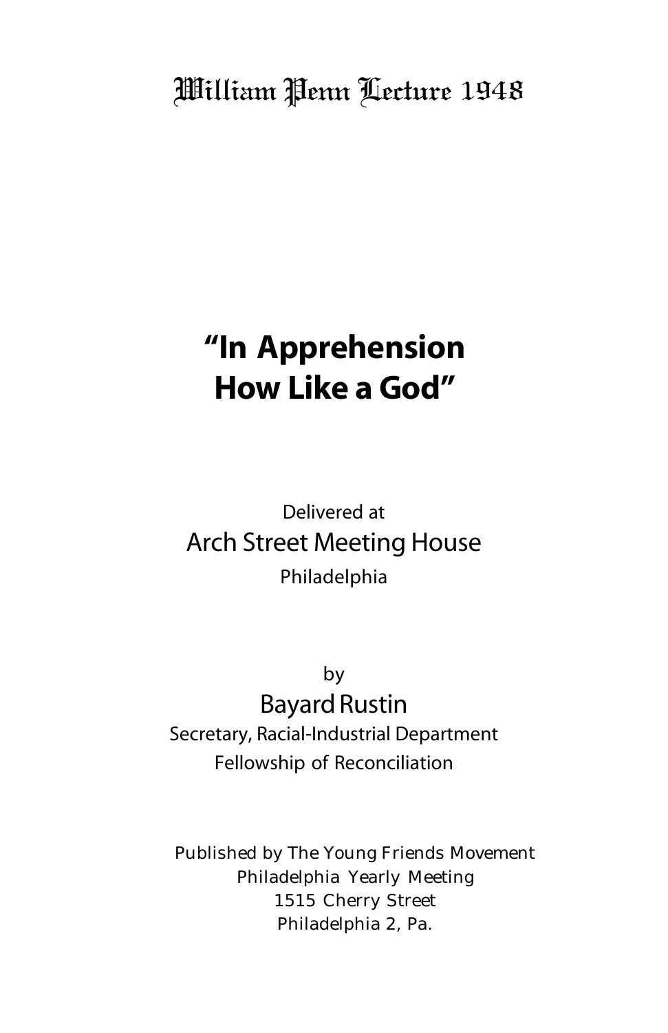William Penn Lecture 1948

# "In Apprehension How Like a God"

Delivered at

Arch Street Meeting House

Philadelphia

by

Bayard Rustin

Secretary, Racial-Industrial Department

Fellowship of Reconciliation

Published by The Young Friends Movement

Philadelphia Yearly Meeting

1515 Cherry Street

Philadelphia 2, Pa.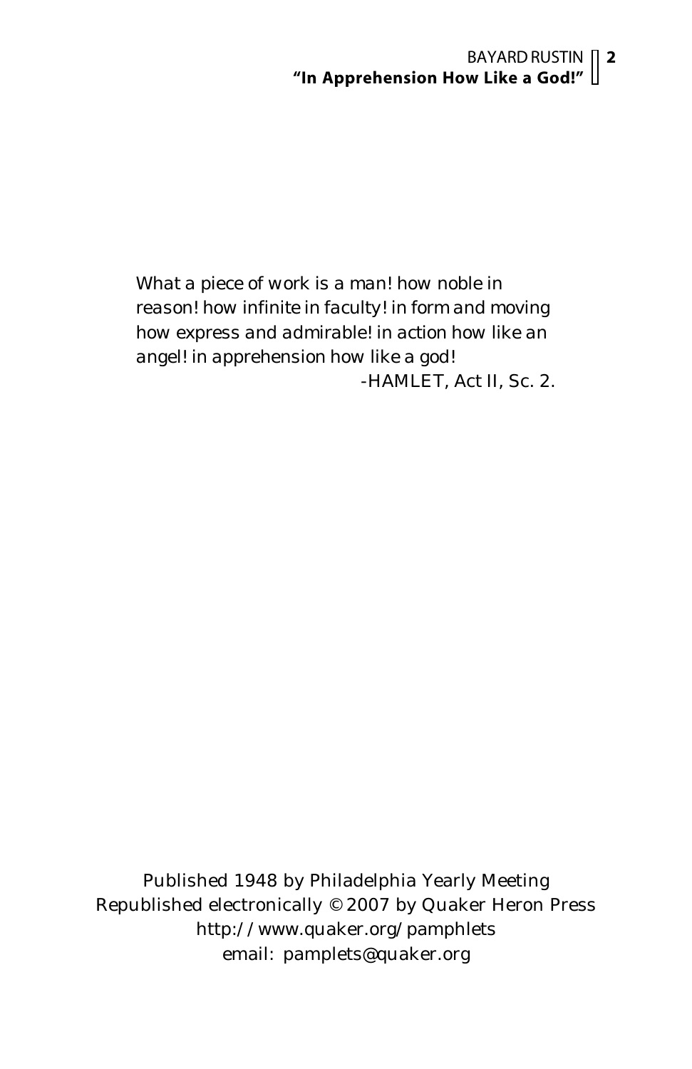*What a piece of work is a man! how noble in reason! how infinite in faculty! in form and moving how express and admirable! in action how like an angel! in apprehension how like a god!*

-HAMLET, Act II, Sc. 2.

Published 1948 by Philadelphia Yearly Meeting
Republished electronically © 2007 by Quaker Heron Press
http://www.quaker.org/pamphlets
email: pamplets@quaker.org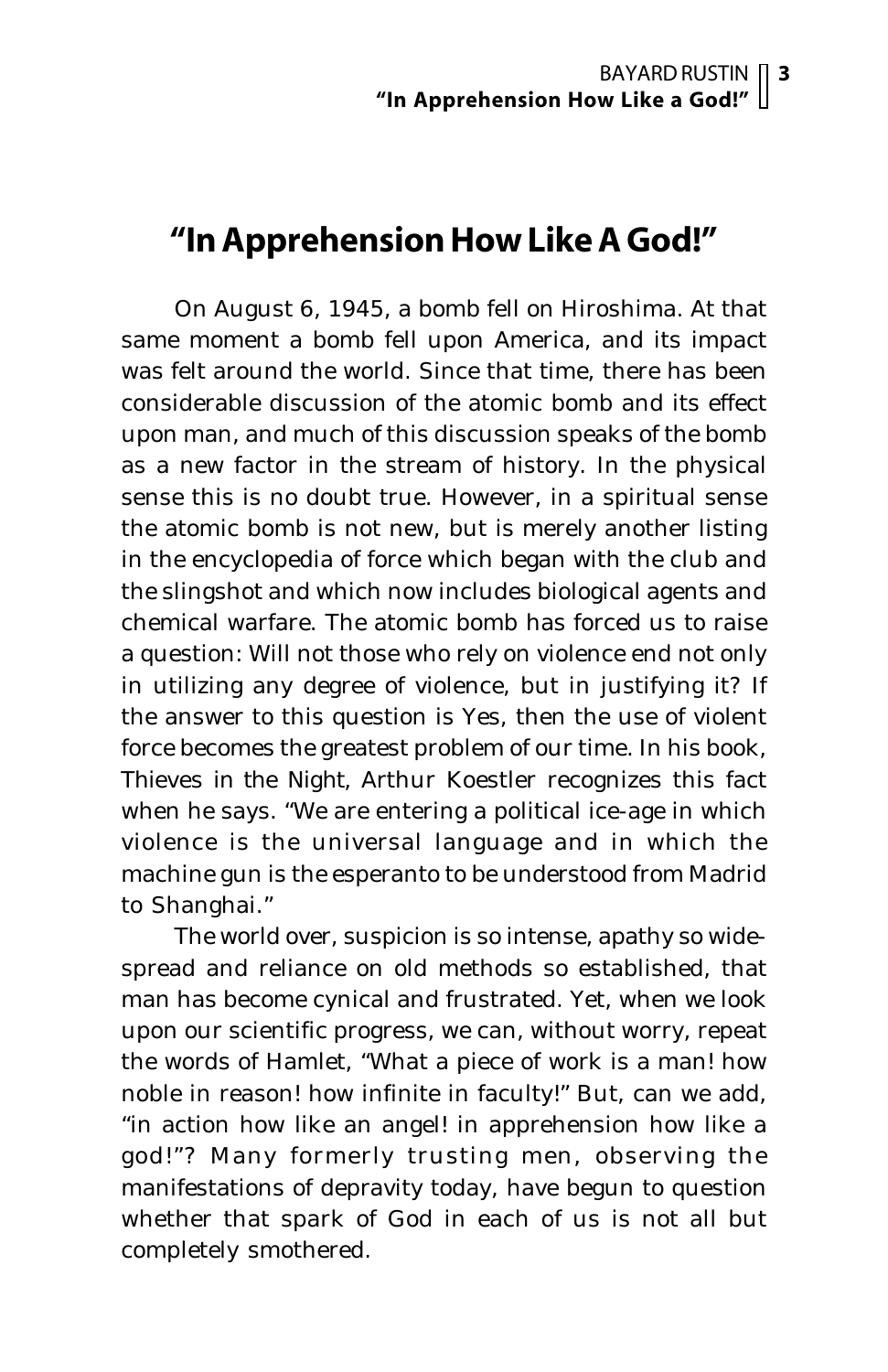# "In Apprehension How Like A God!"

On August 6, 1945, a bomb fell on Hiroshima. At that same moment a bomb fell upon America, and its impact was felt around the world. Since that time, there has been considerable discussion of the atomic bomb and its effect upon man, and much of this discussion speaks of the bomb as a new factor in the stream of history. In the physical sense this is no doubt true. However, in a spiritual sense the atomic bomb is not new, but is merely another listing in the encyclopedia of force which began with the club and the slingshot and which now includes biological agents and chemical warfare. The atomic bomb has forced us to raise a question: Will not those who rely on violence end not only in utilizing any degree of violence, but in justifying it? If the answer to this question is Yes, then the use of violent force becomes the greatest problem of our time. In his book, Thieves in the Night, Arthur Koestler recognizes this fact when he says. "We are entering a political ice-age in which violence is the universal language and in which the machine gun is the esperanto to be understood from Madrid to Shanghai."

The world over, suspicion is so intense, apathy so widespread and reliance on old methods so established, that man has become cynical and frustrated. Yet, when we look upon our scientific progress, we can, without worry, repeat the words of Hamlet, "What a piece of work is a man! how noble in reason! how infinite in faculty!" But, can we add, "in action how like an angel! in apprehension how like a god!"? Many formerly trusting men, observing the manifestations of depravity today, have begun to question whether that spark of God in each of us is not all but completely smothered.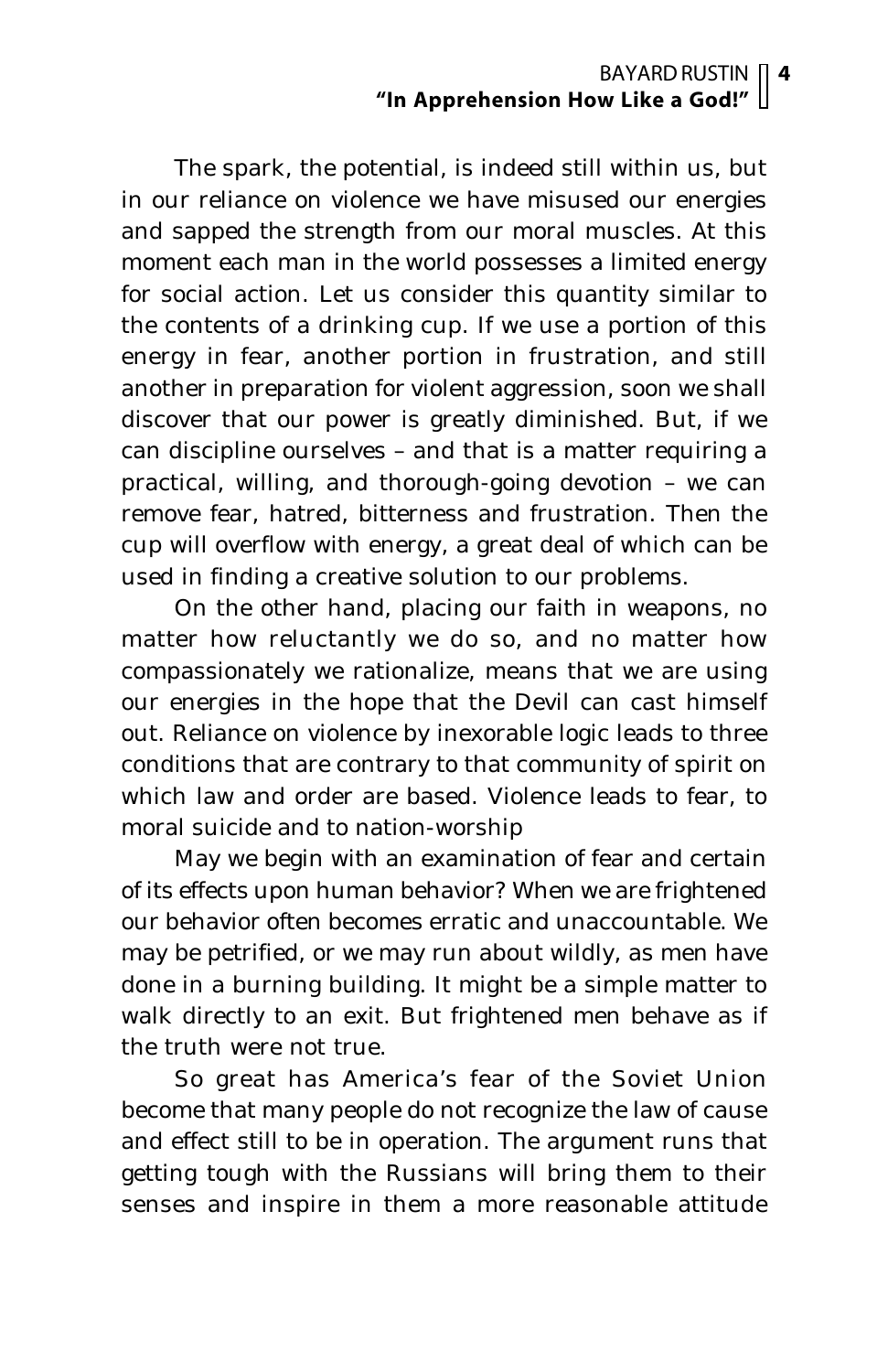The spark, the potential, is indeed still within us, but in our reliance on violence we have misused our energies and sapped the strength from our moral muscles. At this moment each man in the world possesses a limited energy for social action. Let us consider this quantity similar to the contents of a drinking cup. If we use a portion of this energy in fear, another portion in frustration, and still another in preparation for violent aggression, soon we shall discover that our power is greatly diminished. But, if we can discipline ourselves – and that is a matter requiring a practical, willing, and thorough-going devotion – we can remove fear, hatred, bitterness and frustration. Then the cup will overflow with energy, a great deal of which can be used in finding a creative solution to our problems.

On the other hand, placing our faith in weapons, no matter how reluctantly we do so, and no matter how compassionately we rationalize, means that we are using our energies in the hope that the Devil can cast himself out. Reliance on violence by inexorable logic leads to three conditions that are contrary to that community of spirit on which law and order are based. Violence leads to fear, to moral suicide and to nation-worship

May we begin with an examination of fear and certain of its effects upon human behavior? When we are frightened our behavior often becomes erratic and unaccountable. We may be petrified, or we may run about wildly, as men have done in a burning building. It might be a simple matter to walk directly to an exit. But frightened men behave as if the truth were not true.

So great has America's fear of the Soviet Union become that many people do not recognize the law of cause and effect still to be in operation. The argument runs that getting tough with the Russians will bring them to their senses and inspire in them a more reasonable attitude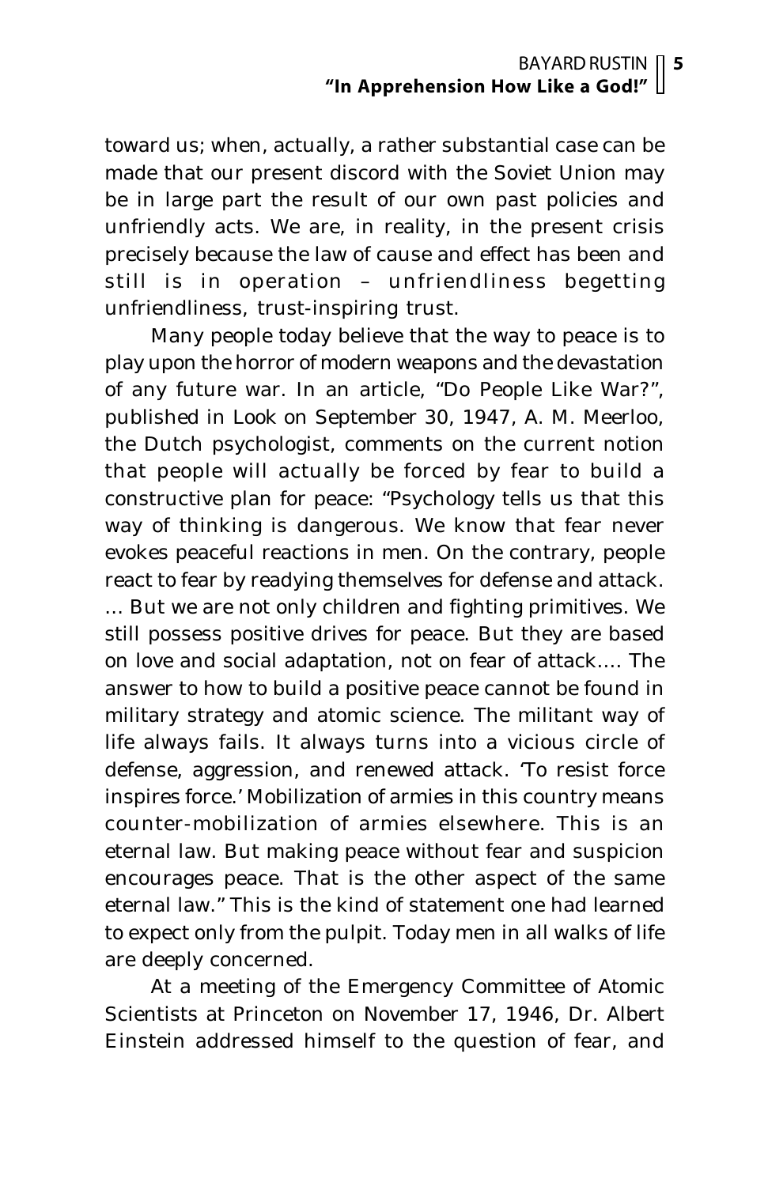toward us; when, actually, a rather substantial case can be made that our present discord with the Soviet Union may be in large part the result of our own past policies and unfriendly acts. We are, in reality, in the present crisis precisely because the law of cause and effect has been and still is in operation – unfriendliness begetting unfriendliness, trust-inspiring trust.

Many people today believe that the way to peace is to play upon the horror of modern weapons and the devastation of any future war. In an article, "Do People Like War?", published in Look on September 30, 1947, A. M. Meerloo, the Dutch psychologist, comments on the current notion that people will actually be forced by fear to build a constructive plan for peace: "Psychology tells us that this way of thinking is dangerous. We know that fear never evokes peaceful reactions in men. On the contrary, people react to fear by readying themselves for defense and attack. … But we are not only children and fighting primitives. We still possess positive drives for peace. But they are based on love and social adaptation, not on fear of attack…. The answer to how to build a positive peace cannot be found in military strategy and atomic science. The militant way of life always fails. It always turns into a vicious circle of defense, aggression, and renewed attack. 'To resist force inspires force.' Mobilization of armies in this country means counter-mobilization of armies elsewhere. This is an eternal law. But making peace without fear and suspicion encourages peace. That is the other aspect of the same eternal law." This is the kind of statement one had learned to expect only from the pulpit. Today men in all walks of life are deeply concerned.

At a meeting of the Emergency Committee of Atomic Scientists at Princeton on November 17, 1946, Dr. Albert Einstein addressed himself to the question of fear, and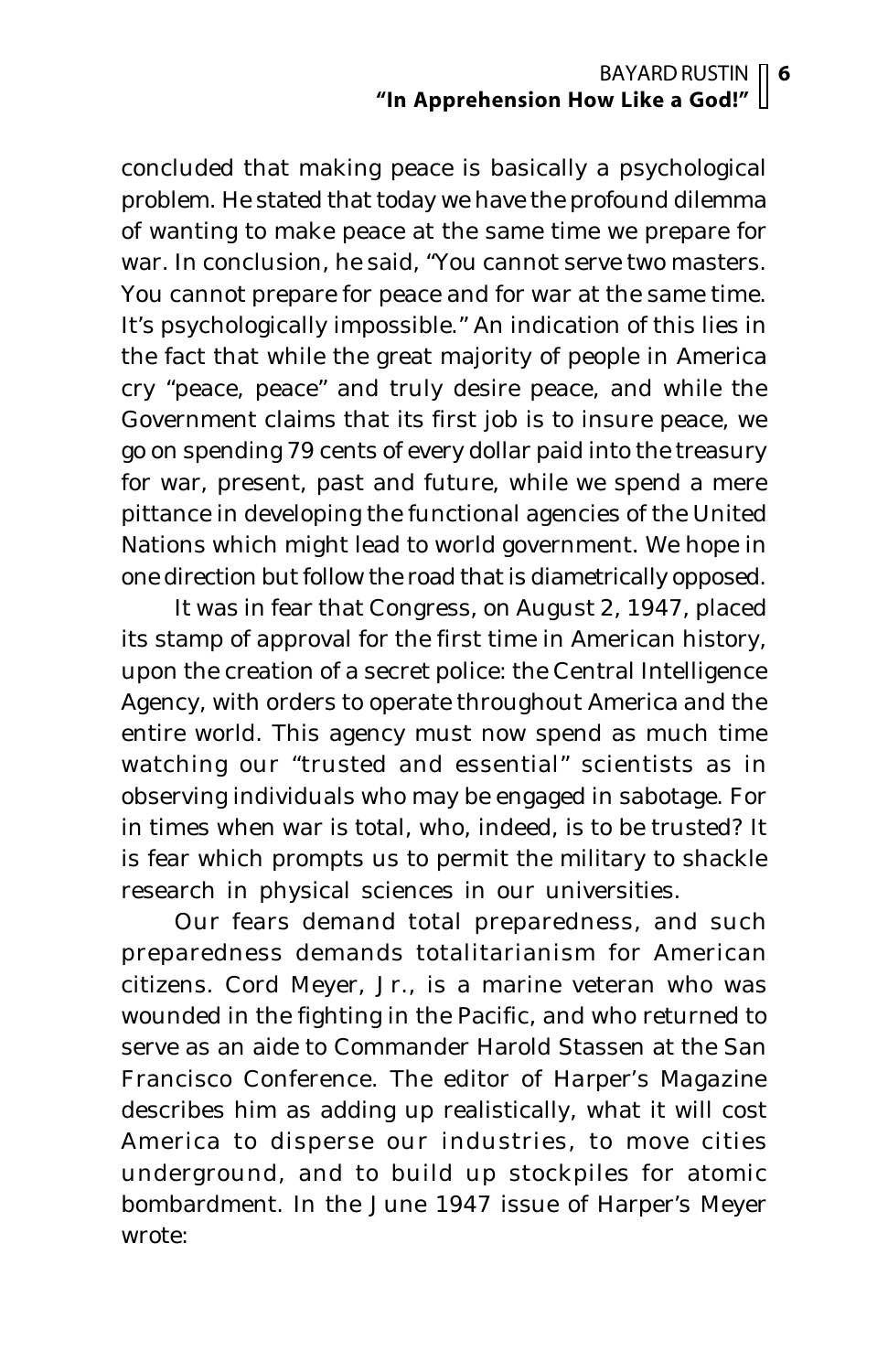concluded that making peace is basically a psychological problem. He stated that today we have the profound dilemma of wanting to make peace at the same time we prepare for war. In conclusion, he said, "You cannot serve two masters. You cannot prepare for peace and for war at the same time. It's psychologically impossible." An indication of this lies in the fact that while the great majority of people in America cry "peace, peace" and truly desire peace, and while the Government claims that its first job is to insure peace, we go on spending 79 cents of every dollar paid into the treasury for war, present, past and future, while we spend a mere pittance in developing the functional agencies of the United Nations which might lead to world government. We hope in one direction but follow the road that is diametrically opposed.

It was in fear that Congress, on August 2, 1947, placed its stamp of approval for the first time in American history, upon the creation of a secret police: the Central Intelligence Agency, with orders to operate throughout America and the entire world. This agency must now spend as much time watching our "trusted and essential" scientists as in observing individuals who may be engaged in sabotage. For in times when war is total, who, indeed, is to be trusted? It is fear which prompts us to permit the military to shackle research in physical sciences in our universities.

Our fears demand total preparedness, and such preparedness demands totalitarianism for American citizens. Cord Meyer, Jr., is a marine veteran who was wounded in the fighting in the Pacific, and who returned to serve as an aide to Commander Harold Stassen at the San Francisco Conference. The editor of Harper's Magazine describes him as adding up realistically, what it will cost America to disperse our industries, to move cities underground, and to build up stockpiles for atomic bombardment. In the June 1947 issue of Harper's Meyer wrote: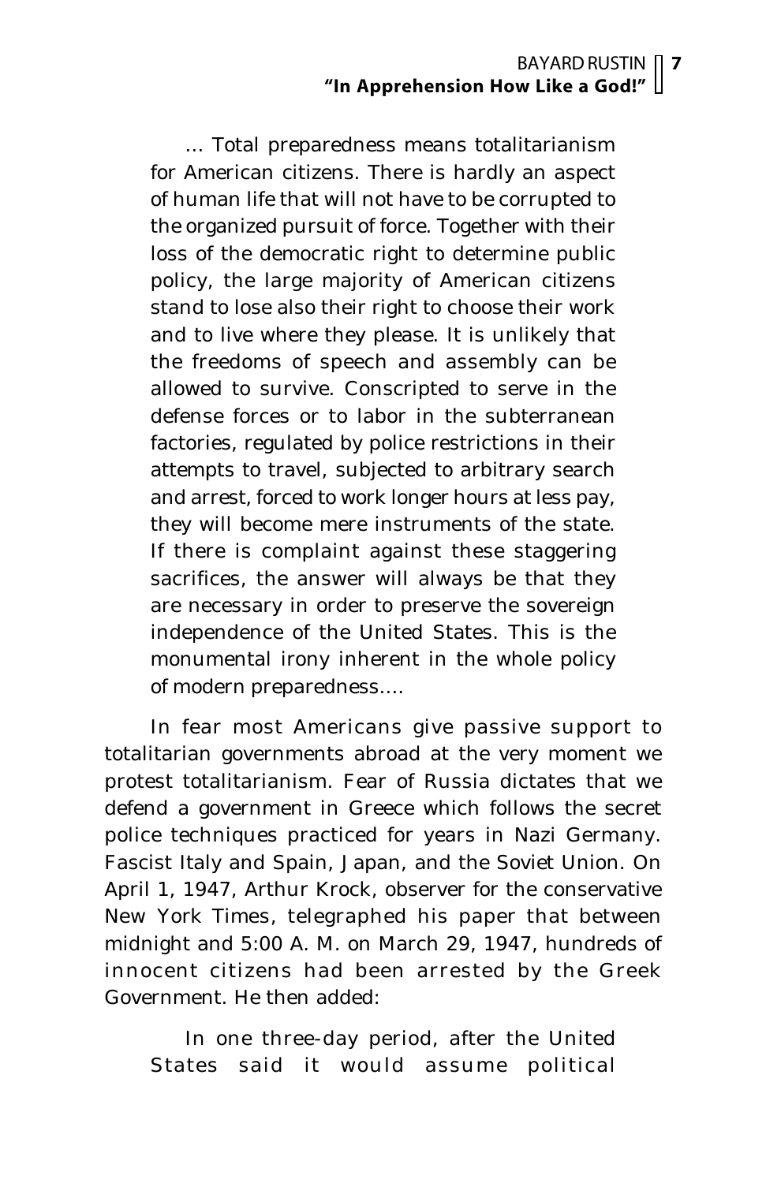> ... Total preparedness means totalitarianism for American citizens. There is hardly an aspect of human life that will not have to be corrupted to the organized pursuit of force. Together with their loss of the democratic right to determine public policy, the large majority of American citizens stand to lose also their right to choose their work and to live where they please. It is unlikely that the freedoms of speech and assembly can be allowed to survive. Conscripted to serve in the defense forces or to labor in the subterranean factories, regulated by police restrictions in their attempts to travel, subjected to arbitrary search and arrest, forced to work longer hours at less pay, they will become mere instruments of the state. If there is complaint against these staggering sacrifices, the answer will always be that they are necessary in order to preserve the sovereign independence of the United States. This is the monumental irony inherent in the whole policy of modern preparedness....

In fear most Americans give passive support to totalitarian governments abroad at the very moment we protest totalitarianism. Fear of Russia dictates that we defend a government in Greece which follows the secret police techniques practiced for years in Nazi Germany. Fascist Italy and Spain, Japan, and the Soviet Union. On April 1, 1947, Arthur Krock, observer for the conservative New York Times, telegraphed his paper that between midnight and 5:00 A. M. on March 29, 1947, hundreds of innocent citizens had been arrested by the Greek Government. He then added:

> In one three-day period, after the United States said it would assume political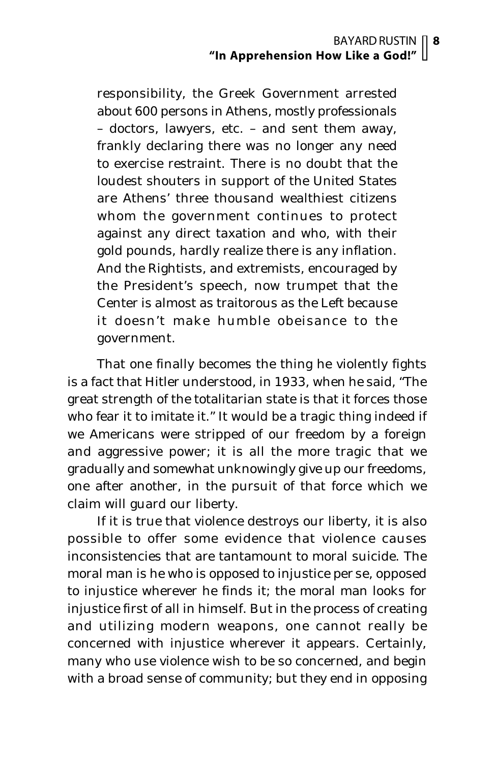> responsibility, the Greek Government arrested about 600 persons in Athens, mostly professionals – doctors, lawyers, etc. – and sent them away, frankly declaring there was no longer any need to exercise restraint. There is no doubt that the loudest shouters in support of the United States are Athens' three thousand wealthiest citizens whom the government continues to protect against any direct taxation and who, with their gold pounds, hardly realize there is any inflation. And the Rightists, and extremists, encouraged by the President's speech, now trumpet that the Center is almost as traitorous as the Left because it doesn't make humble obeisance to the government.

That one finally becomes the thing he violently fights is a fact that Hitler understood, in 1933, when he said, "The great strength of the totalitarian state is that it forces those who fear it to imitate it." It would be a tragic thing indeed if we Americans were stripped of our freedom by a foreign and aggressive power; it is all the more tragic that we gradually and somewhat unknowingly give up our freedoms, one after another, in the pursuit of that force which we claim will guard our liberty.

If it is true that violence destroys our liberty, it is also possible to offer some evidence that violence causes inconsistencies that are tantamount to moral suicide. The moral man is he who is opposed to injustice *per se*, opposed to injustice wherever he finds it; the moral man looks for injustice first of all in himself. But in the process of creating and utilizing modern weapons, one cannot really be concerned with injustice wherever it appears. Certainly, many who use violence wish to be so concerned, and begin with a broad sense of community; but they end in opposing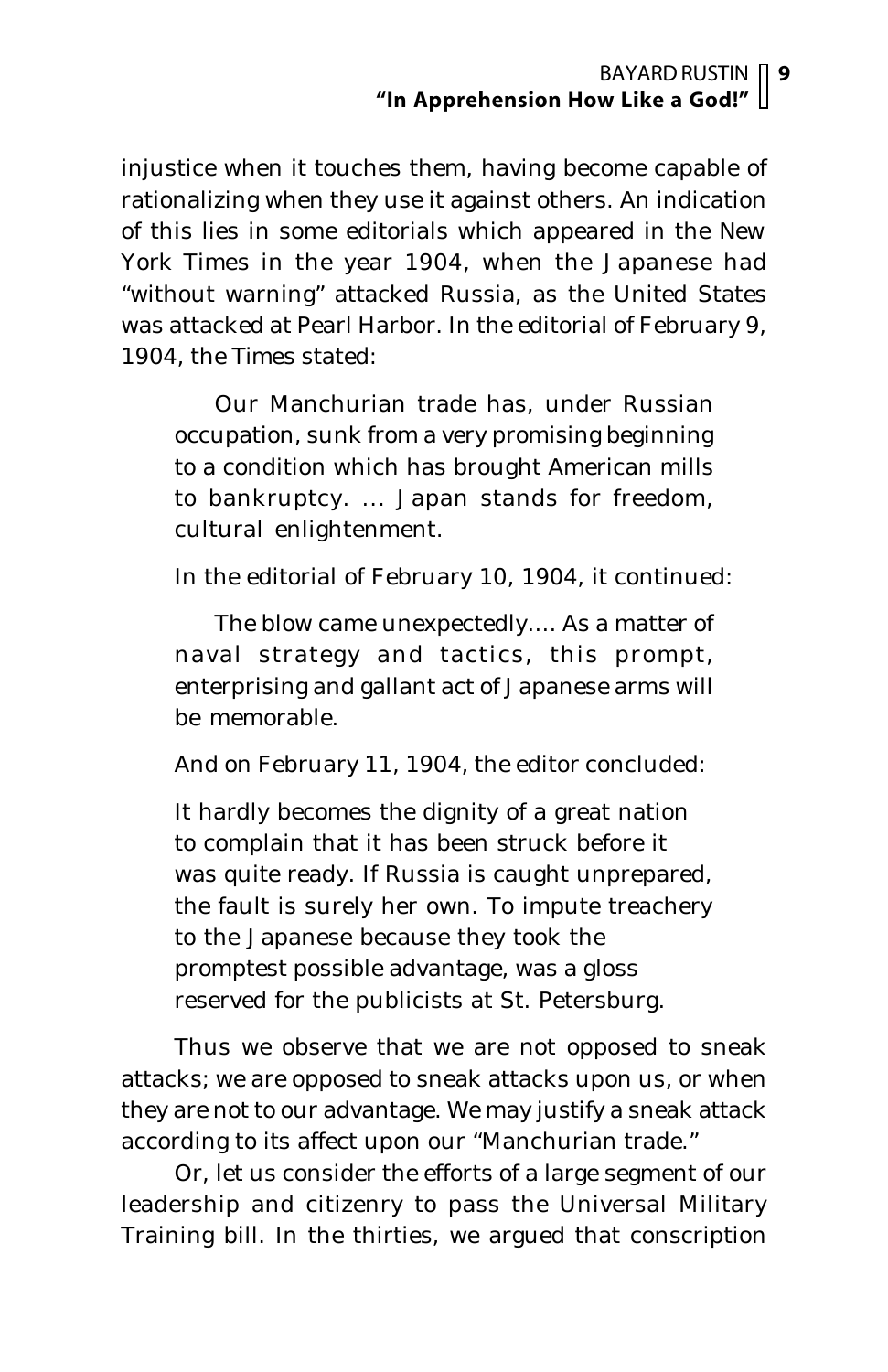injustice when it touches them, having become capable of rationalizing when they use it against others. An indication of this lies in some editorials which appeared in the New York Times in the year 1904, when the Japanese had "without warning" attacked Russia, as the United States was attacked at Pearl Harbor. In the editorial of February 9, 1904, the Times stated:

> Our Manchurian trade has, under Russian occupation, sunk from a very promising beginning to a condition which has brought American mills to bankruptcy. ... Japan stands for freedom, cultural enlightenment.

In the editorial of February 10, 1904, it continued:

> The blow came unexpectedly.... As a matter of naval strategy and tactics, this prompt, enterprising and gallant act of Japanese arms will be memorable.

And on February 11, 1904, the editor concluded:

> It hardly becomes the dignity of a great nation to complain that it has been struck before it was quite ready. If Russia is caught unprepared, the fault is surely her own. To impute treachery to the Japanese because they took the promptest possible advantage, was a gloss reserved for the publicists at St. Petersburg.

Thus we observe that we are not opposed to sneak attacks; we are opposed to sneak attacks upon us, or when they are not to our advantage. We may justify a sneak attack according to its affect upon our "Manchurian trade."

Or, let us consider the efforts of a large segment of our leadership and citizenry to pass the Universal Military Training bill. In the thirties, we argued that conscription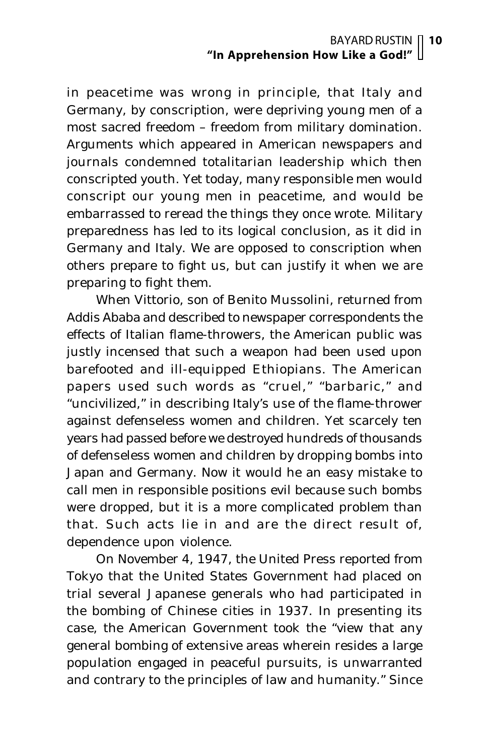in peacetime was wrong in principle, that Italy and Germany, by conscription, were depriving young men of a most sacred freedom – freedom from military domination. Arguments which appeared in American newspapers and journals condemned totalitarian leadership which then conscripted youth. Yet today, many responsible men would conscript our young men in peacetime, and would be embarrassed to reread the things they once wrote. Military preparedness has led to its logical conclusion, as it did in Germany and Italy. We are opposed to conscription when others prepare to fight us, but can justify it when we are preparing to fight them.

When Vittorio, son of Benito Mussolini, returned from Addis Ababa and described to newspaper correspondents the effects of Italian flame-throwers, the American public was justly incensed that such a weapon had been used upon barefooted and ill-equipped Ethiopians. The American papers used such words as "cruel," "barbaric," and "uncivilized," in describing Italy's use of the flame-thrower against defenseless women and children. Yet scarcely ten years had passed before we destroyed hundreds of thousands of defenseless women and children by dropping bombs into Japan and Germany. Now it would he an easy mistake to call men in responsible positions evil because such bombs were dropped, but it is a more complicated problem than that. Such acts lie in and are the direct result of, dependence upon violence.

On November 4, 1947, the United Press reported from Tokyo that the United States Government had placed on trial several Japanese generals who had participated in the bombing of Chinese cities in 1937. In presenting its case, the American Government took the "view that any general bombing of extensive areas wherein resides a large population engaged in peaceful pursuits, is unwarranted and contrary to the principles of law and humanity." Since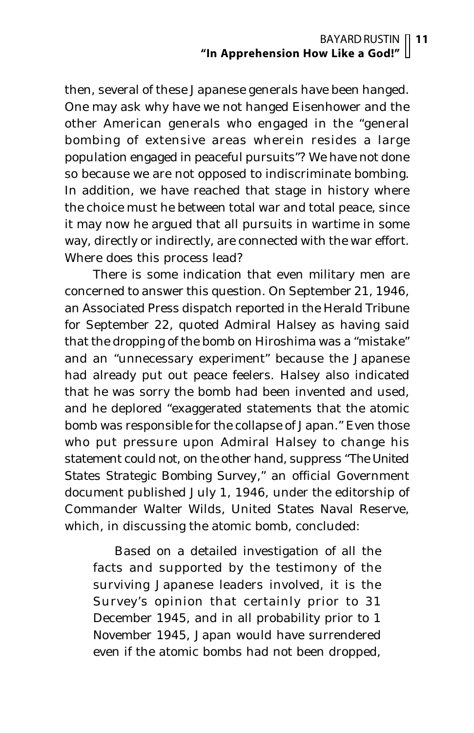then, several of these Japanese generals have been hanged. One may ask why have we not hanged Eisenhower and the other American generals who engaged in the "general bombing of extensive areas wherein resides a large population engaged in peaceful pursuits"? We have not done so because we are not opposed to indiscriminate bombing. In addition, we have reached that stage in history where the choice must he between total war and total peace, since it may now he argued that all pursuits in wartime in some way, directly or indirectly, are connected with the war effort. Where does this process lead?

There is some indication that even military men are concerned to answer this question. On September 21, 1946, an Associated Press dispatch reported in the Herald Tribune for September 22, quoted Admiral Halsey as having said that the dropping of the bomb on Hiroshima was a "mistake" and an "unnecessary experiment" because the Japanese had already put out peace feelers. Halsey also indicated that he was sorry the bomb had been invented and used, and he deplored "exaggerated statements that the atomic bomb was responsible for the collapse of Japan." Even those who put pressure upon Admiral Halsey to change his statement could not, on the other hand, suppress "The United States Strategic Bombing Survey," an official Government document published July 1, 1946, under the editorship of Commander Walter Wilds, United States Naval Reserve, which, in discussing the atomic bomb, concluded:

> Based on a detailed investigation of all the facts and supported by the testimony of the surviving Japanese leaders involved, it is the Survey's opinion that certainly prior to 31 December 1945, and in all probability prior to 1 November 1945, Japan would have surrendered even if the atomic bombs had not been dropped,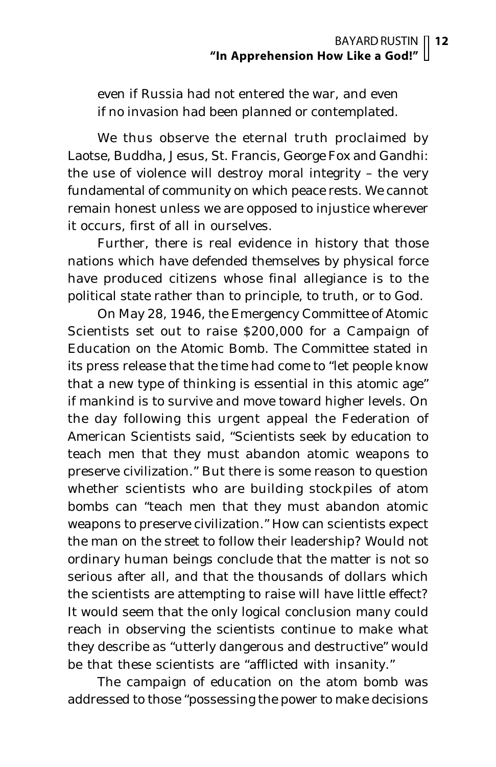even if Russia had not entered the war, and even if no invasion had been planned or contemplated.

We thus observe the eternal truth proclaimed by Laotse, Buddha, Jesus, St. Francis, George Fox and Gandhi: the use of violence will destroy moral integrity – the very fundamental of community on which peace rests. We cannot remain honest unless we are opposed to injustice wherever it occurs, first of all in ourselves.

Further, there is real evidence in history that those nations which have defended themselves by physical force have produced citizens whose final allegiance is to the political state rather than to principle, to truth, or to God.

On May 28, 1946, the Emergency Committee of Atomic Scientists set out to raise $200,000 for a Campaign of Education on the Atomic Bomb. The Committee stated in its press release that the time had come to "let people know that a new type of thinking is essential in this atomic age" if mankind is to survive and move toward higher levels. On the day following this urgent appeal the Federation of American Scientists said, "Scientists seek by education to teach men that they must abandon atomic weapons to preserve civilization." But there is some reason to question whether scientists who are building stockpiles of atom bombs can "teach men that they must abandon atomic weapons to preserve civilization." How can scientists expect the man on the street to follow their leadership? Would not ordinary human beings conclude that the matter is not so serious after all, and that the thousands of dollars which the scientists are attempting to raise will have little effect? It would seem that the only logical conclusion many could reach in observing the scientists continue to make what they describe as "utterly dangerous and destructive" would be that these scientists are "afflicted with insanity."

The campaign of education on the atom bomb was addressed to those "possessing the power to make decisions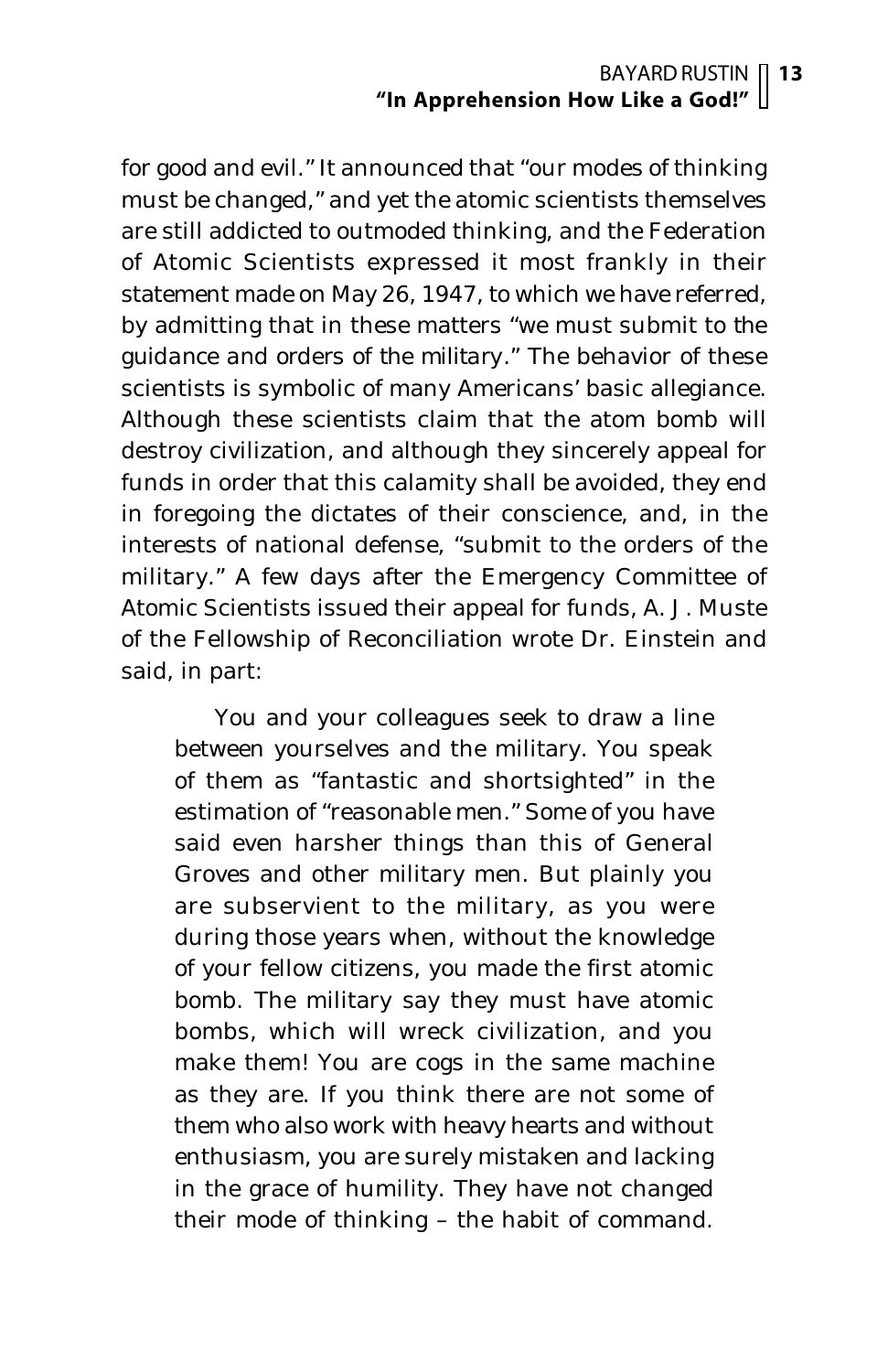for good and evil." It announced that "our modes of thinking must be changed," and yet the atomic scientists themselves are still addicted to outmoded thinking, and the Federation of Atomic Scientists expressed it most frankly in their statement made on May 26, 1947, to which we have referred, by admitting that in these matters "we must submit to the guidance and orders of the military." The behavior of these scientists is symbolic of many Americans' basic allegiance. Although these scientists claim that the atom bomb will destroy civilization, and although they sincerely appeal for funds in order that this calamity shall be avoided, they end in foregoing the dictates of their conscience, and, in the interests of national defense, "submit to the orders of the military." A few days after the Emergency Committee of Atomic Scientists issued their appeal for funds, A. J. Muste of the Fellowship of Reconciliation wrote Dr. Einstein and said, in part:

> You and your colleagues seek to draw a line between yourselves and the military. You speak of them as "fantastic and shortsighted" in the estimation of "reasonable men." Some of you have said even harsher things than this of General Groves and other military men. But plainly you are subservient to the military, as you were during those years when, without the knowledge of your fellow citizens, you made the first atomic bomb. The military say they must have atomic bombs, which will wreck civilization, and you make them! You are cogs in the same machine as they are. If you think there are not some of them who also work with heavy hearts and without enthusiasm, you are surely mistaken and lacking in the grace of humility. They have not changed their mode of thinking – the habit of command.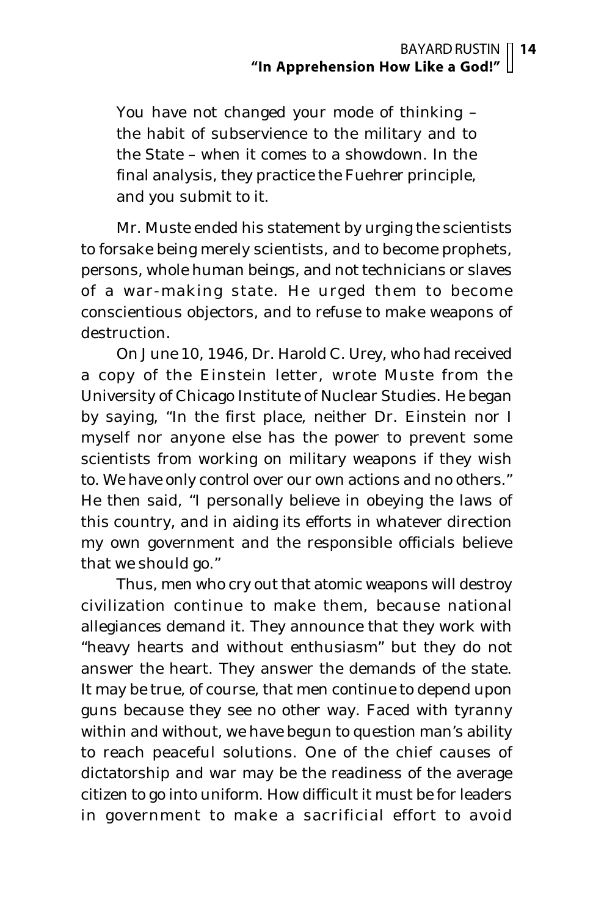> You have not changed your mode of thinking – the habit of subservience to the military and to the State – when it comes to a showdown. In the final analysis, they practice the Fuehrer principle, and you submit to it.

Mr. Muste ended his statement by urging the scientists to forsake being merely scientists, and to become prophets, persons, whole human beings, and not technicians or slaves of a war-making state. He urged them to become conscientious objectors, and to refuse to make weapons of destruction.

On June 10, 1946, Dr. Harold C. Urey, who had received a copy of the Einstein letter, wrote Muste from the University of Chicago Institute of Nuclear Studies. He began by saying, "In the first place, neither Dr. Einstein nor I myself nor anyone else has the power to prevent some scientists from working on military weapons if they wish to. We have only control over our own actions and no others." He then said, "I personally believe in obeying the laws of this country, and in aiding its efforts in whatever direction my own government and the responsible officials believe that we should go."

Thus, men who cry out that atomic weapons will destroy civilization continue to make them, because national allegiances demand it. They announce that they work with "heavy hearts and without enthusiasm" but they do not answer the heart. They answer the demands of the state. It may be true, of course, that men continue to depend upon guns because they see no other way. Faced with tyranny within and without, we have begun to question man's ability to reach peaceful solutions. One of the chief causes of dictatorship and war may be the readiness of the average citizen to go into uniform. How difficult it must be for leaders in government to make a sacrificial effort to avoid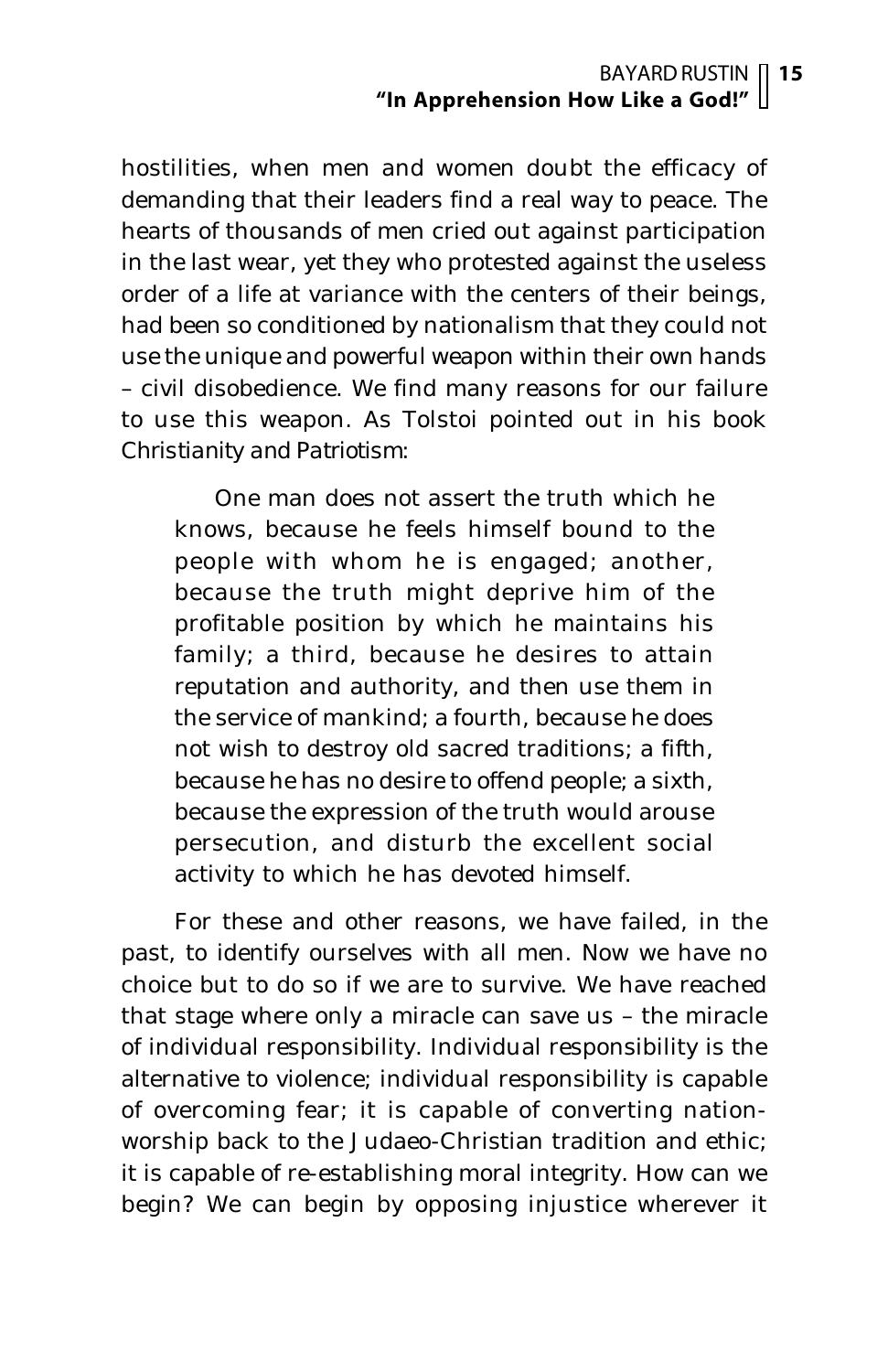hostilities, when men and women doubt the efficacy of demanding that their leaders find a real way to peace. The hearts of thousands of men cried out against participation in the last wear, yet they who protested against the useless order of a life at variance with the centers of their beings, had been so conditioned by nationalism that they could not use the unique and powerful weapon within their own hands – civil disobedience. We find many reasons for our failure to use this weapon. As Tolstoi pointed out in his book Christianity and Patriotism:

> One man does not assert the truth which he knows, because he feels himself bound to the people with whom he is engaged; another, because the truth might deprive him of the profitable position by which he maintains his family; a third, because he desires to attain reputation and authority, and then use them in the service of mankind; a fourth, because he does not wish to destroy old sacred traditions; a fifth, because he has no desire to offend people; a sixth, because the expression of the truth would arouse persecution, and disturb the excellent social activity to which he has devoted himself.

For these and other reasons, we have failed, in the past, to identify ourselves with all men. Now we have no choice but to do so if we are to survive. We have reached that stage where only a miracle can save us – the miracle of individual responsibility. Individual responsibility is the alternative to violence; individual responsibility is capable of overcoming fear; it is capable of converting nation-worship back to the Judaeo-Christian tradition and ethic; it is capable of re-establishing moral integrity. How can we begin? We can begin by opposing injustice wherever it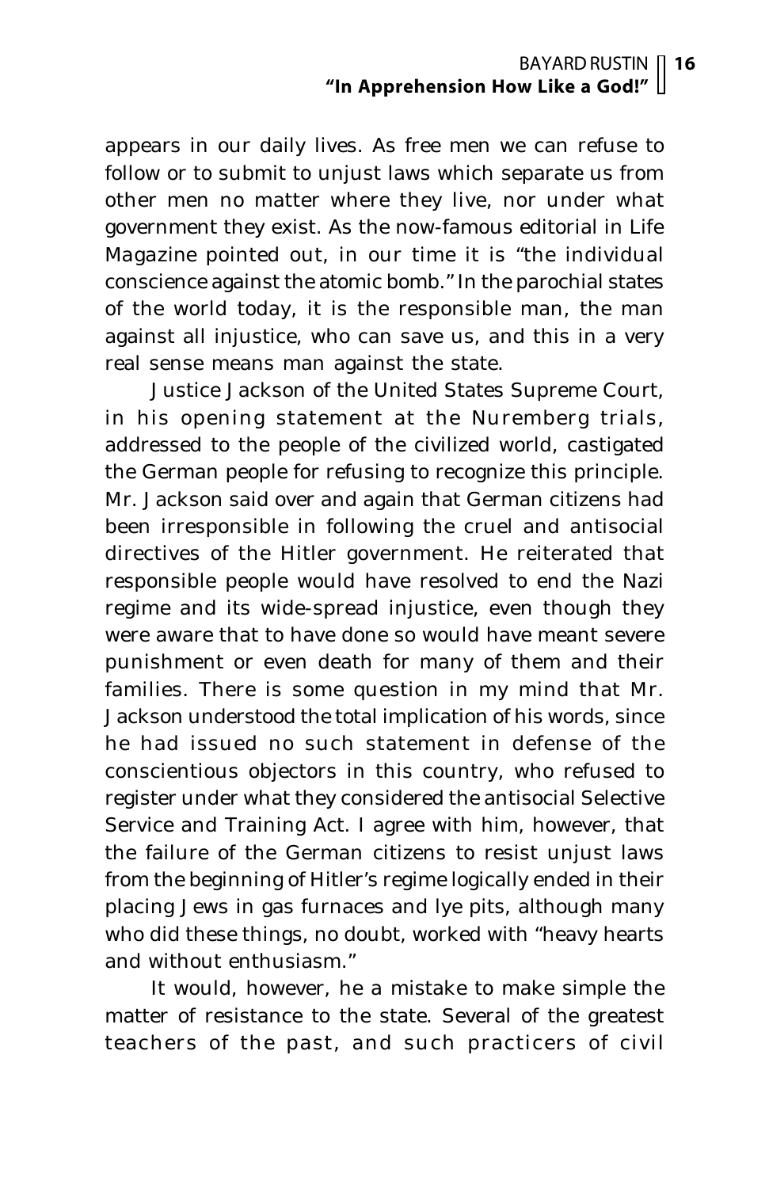appears in our daily lives. As free men we can refuse to follow or to submit to unjust laws which separate us from other men no matter where they live, nor under what government they exist. As the now-famous editorial in Life Magazine pointed out, in our time it is "the individual conscience against the atomic bomb." In the parochial states of the world today, it is the responsible man, the man against all injustice, who can save us, and this in a very real sense means man against the state.

Justice Jackson of the United States Supreme Court, in his opening statement at the Nuremberg trials, addressed to the people of the civilized world, castigated the German people for refusing to recognize this principle. Mr. Jackson said over and again that German citizens had been irresponsible in following the cruel and antisocial directives of the Hitler government. He reiterated that responsible people would have resolved to end the Nazi regime and its wide-spread injustice, even though they were aware that to have done so would have meant severe punishment or even death for many of them and their families. There is some question in my mind that Mr. Jackson understood the total implication of his words, since he had issued no such statement in defense of the conscientious objectors in this country, who refused to register under what they considered the antisocial Selective Service and Training Act. I agree with him, however, that the failure of the German citizens to resist unjust laws from the beginning of Hitler's regime logically ended in their placing Jews in gas furnaces and lye pits, although many who did these things, no doubt, worked with "heavy hearts and without enthusiasm."

It would, however, he a mistake to make simple the matter of resistance to the state. Several of the greatest teachers of the past, and such practicers of civil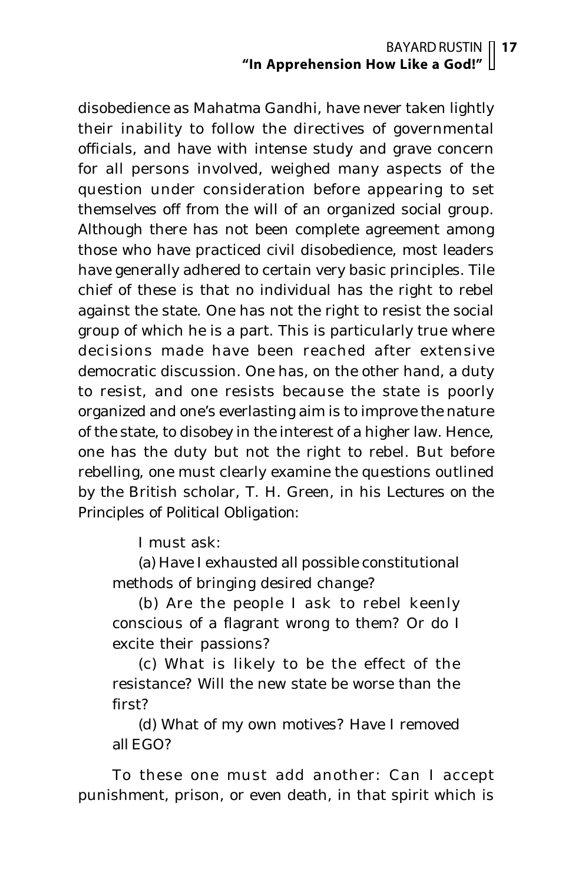disobedience as Mahatma Gandhi, have never taken lightly their inability to follow the directives of governmental officials, and have with intense study and grave concern for all persons involved, weighed many aspects of the question under consideration before appearing to set themselves off from the will of an organized social group. Although there has not been complete agreement among those who have practiced civil disobedience, most leaders have generally adhered to certain very basic principles. Tile chief of these is that no individual has the right to rebel against the state. One has not the right to resist the social group of which he is a part. This is particularly true where decisions made have been reached after extensive democratic discussion. One has, on the other hand, a duty to resist, and one resists because the state is poorly organized and one's everlasting aim is to improve the nature of the state, to disobey in the interest of a higher law. Hence, one has the duty but not the right to rebel. But before rebelling, one must clearly examine the questions outlined by the British scholar, T. H. Green, in his Lectures on the Principles of Political Obligation:

> I must ask:
>
> (a) Have I exhausted all possible constitutional methods of bringing desired change?
>
> (b) Are the people I ask to rebel keenly conscious of a flagrant wrong to them? Or do I excite their passions?
>
> (c) What is likely to be the effect of the resistance? Will the new state be worse than the first?
>
> (d) What of my own motives? Have I removed all EGO?

To these one must add another: Can I accept punishment, prison, or even death, in that spirit which is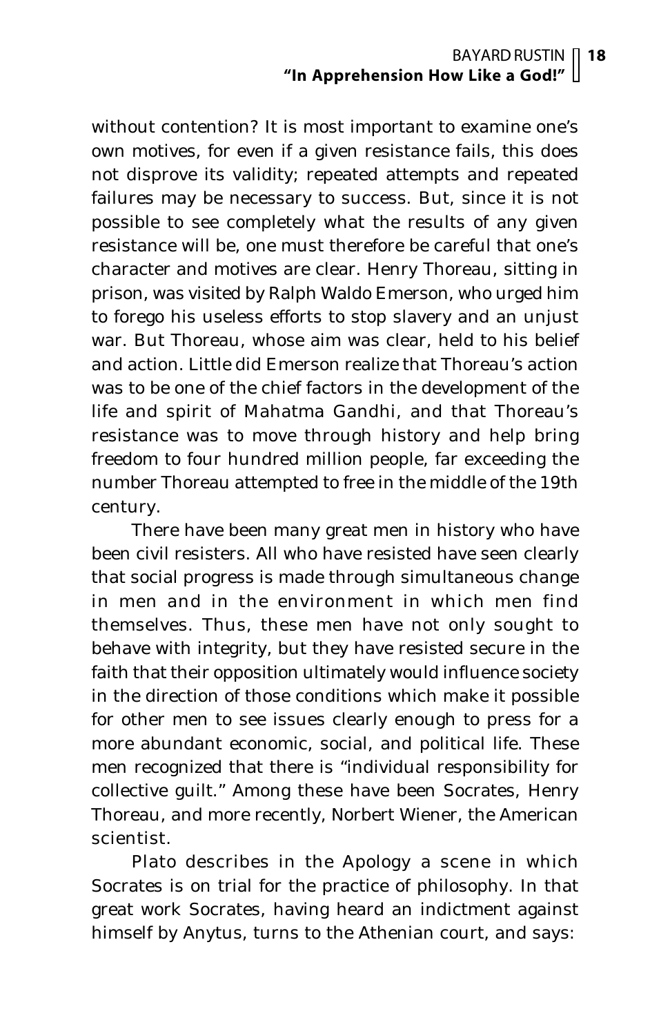without contention? It is most important to examine one's own motives, for even if a given resistance fails, this does not disprove its validity; repeated attempts and repeated failures may be necessary to success. But, since it is not possible to see completely what the results of any given resistance will be, one must therefore be careful that one's character and motives are clear. Henry Thoreau, sitting in prison, was visited by Ralph Waldo Emerson, who urged him to forego his useless efforts to stop slavery and an unjust war. But Thoreau, whose aim was clear, held to his belief and action. Little did Emerson realize that Thoreau's action was to be one of the chief factors in the development of the life and spirit of Mahatma Gandhi, and that Thoreau's resistance was to move through history and help bring freedom to four hundred million people, far exceeding the number Thoreau attempted to free in the middle of the 19th century.

There have been many great men in history who have been civil resisters. All who have resisted have seen clearly that social progress is made through simultaneous change in men and in the environment in which men find themselves. Thus, these men have not only sought to behave with integrity, but they have resisted secure in the faith that their opposition ultimately would influence society in the direction of those conditions which make it possible for other men to see issues clearly enough to press for a more abundant economic, social, and political life. These men recognized that there is "individual responsibility for collective guilt." Among these have been Socrates, Henry Thoreau, and more recently, Norbert Wiener, the American scientist.

Plato describes in the Apology a scene in which Socrates is on trial for the practice of philosophy. In that great work Socrates, having heard an indictment against himself by Anytus, turns to the Athenian court, and says: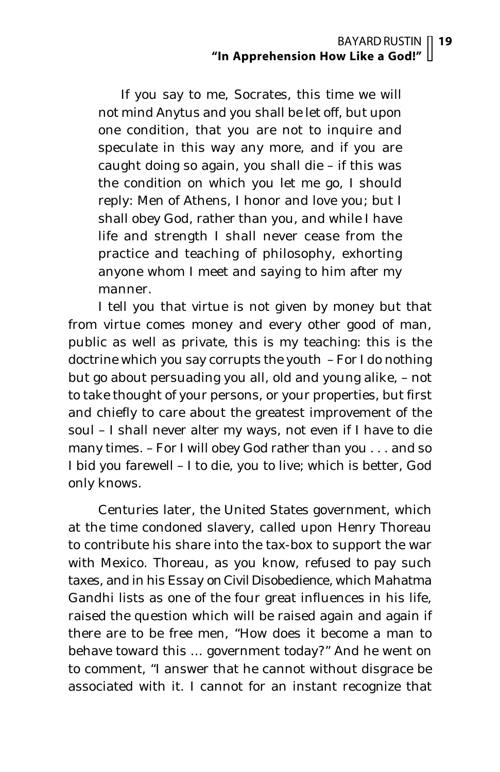> If you say to me, Socrates, this time we will not mind Anytus and you shall be let off, but upon one condition, that you are not to inquire and speculate in this way any more, and if you are caught doing so again, you shall die – if this was the condition on which you let me go, I should reply: Men of Athens, I honor and love you; but I shall obey God, rather than you, and while I have life and strength I shall never cease from the practice and teaching of philosophy, exhorting anyone whom I meet and saying to him after my manner.

I tell you that virtue is not given by money but that from virtue comes money and every other good of man, public as well as private, this is my teaching: this is the doctrine which you say corrupts the youth – For I do nothing but go about persuading you all, old and young alike, – not to take thought of your persons, or your properties, but first and chiefly to care about the greatest improvement of the soul – I shall never alter my ways, not even if I have to die many times. – For I will obey God rather than you . . . and so I bid you farewell – I to die, you to live; which is better, God only knows.

Centuries later, the United States government, which at the time condoned slavery, called upon Henry Thoreau to contribute his share into the tax-box to support the war with Mexico. Thoreau, as you know, refused to pay such taxes, and in his Essay on Civil Disobedience, which Mahatma Gandhi lists as one of the four great influences in his life, raised the question which will be raised again and again if there are to be free men, "How does it become a man to behave toward this … government today?" And he went on to comment, "I answer that he cannot without disgrace be associated with it. I cannot for an instant recognize that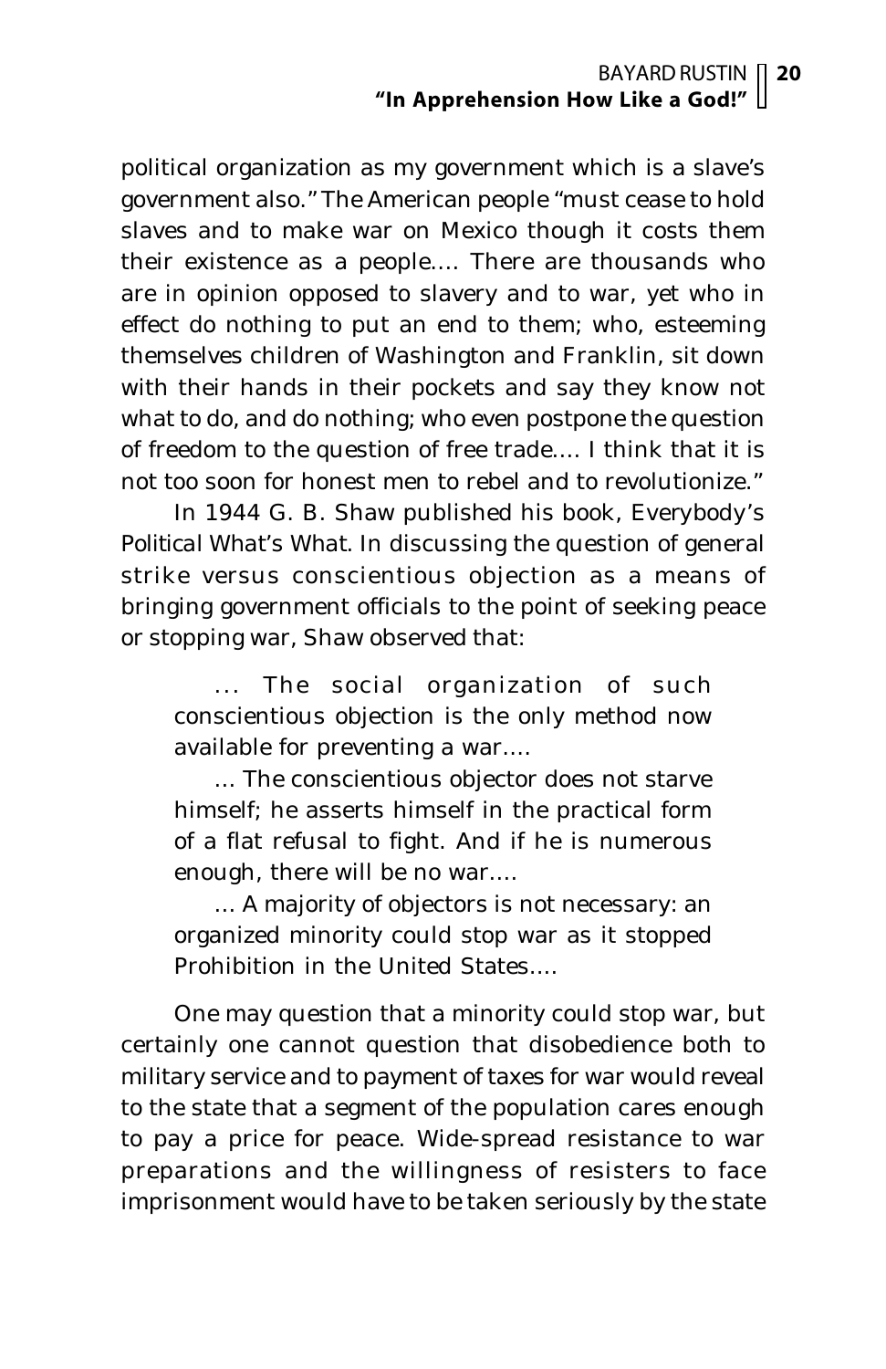political organization as my government which is a slave's government also." The American people "must cease to hold slaves and to make war on Mexico though it costs them their existence as a people.... There are thousands who are in opinion opposed to slavery and to war, yet who in effect do nothing to put an end to them; who, esteeming themselves children of Washington and Franklin, sit down with their hands in their pockets and say they know not what to do, and do nothing; who even postpone the question of freedom to the question of free trade.... I think that it is not too soon for honest men to rebel and to revolutionize."

In 1944 G. B. Shaw published his book, Everybody's Political What's What. In discussing the question of general strike versus conscientious objection as a means of bringing government officials to the point of seeking peace or stopping war, Shaw observed that:

> ... The social organization of such conscientious objection is the only method now available for preventing a war....
>
> ... The conscientious objector does not starve himself; he asserts himself in the practical form of a flat refusal to fight. And if he is numerous enough, there will be no war....
>
> ... A majority of objectors is not necessary: an organized minority could stop war as it stopped Prohibition in the United States....

One may question that a minority could stop war, but certainly one cannot question that disobedience both to military service and to payment of taxes for war would reveal to the state that a segment of the population cares enough to pay a price for peace. Wide-spread resistance to war preparations and the willingness of resisters to face imprisonment would have to be taken seriously by the state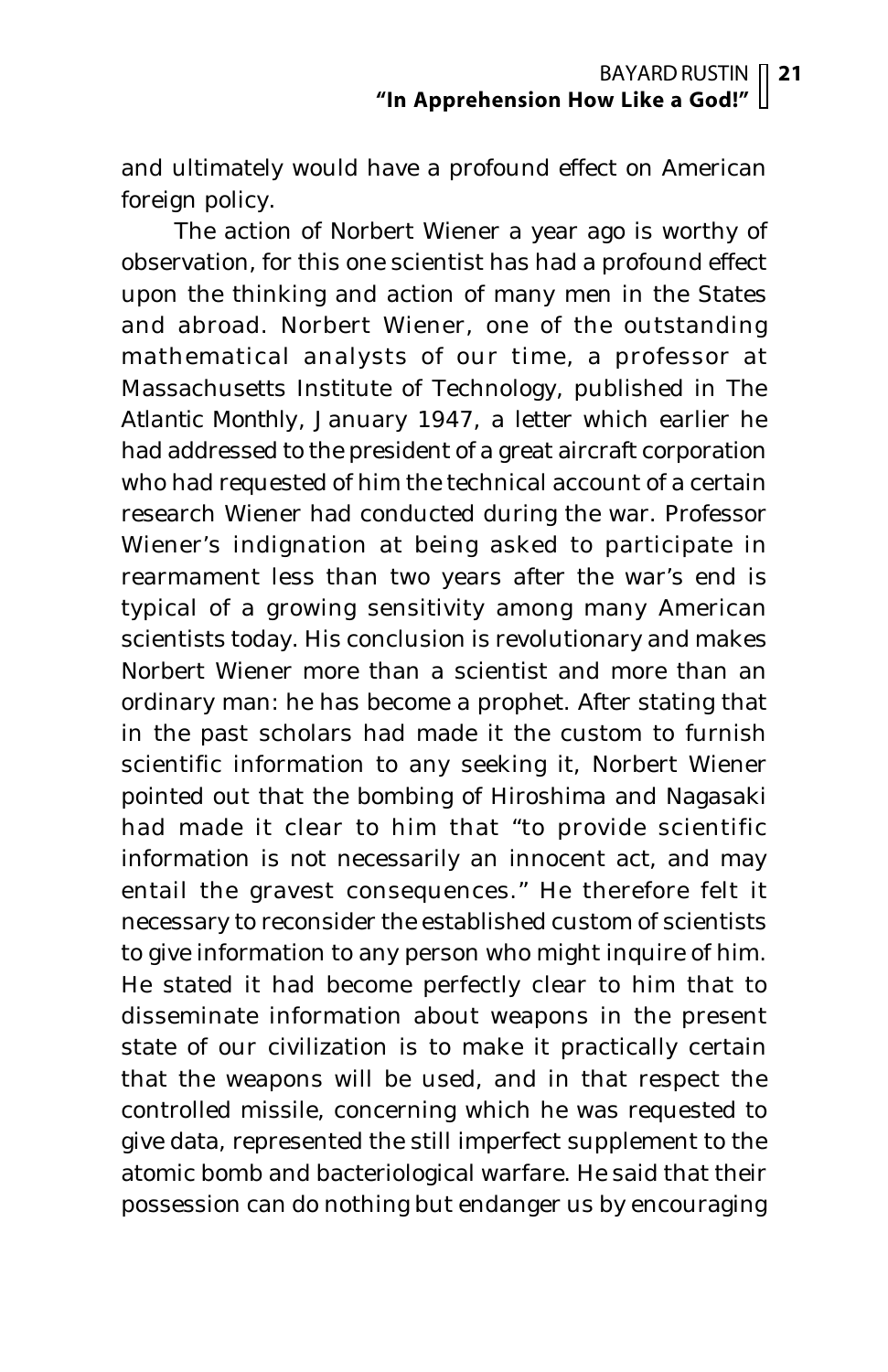and ultimately would have a profound effect on American foreign policy.

The action of Norbert Wiener a year ago is worthy of observation, for this one scientist has had a profound effect upon the thinking and action of many men in the States and abroad. Norbert Wiener, one of the outstanding mathematical analysts of our time, a professor at Massachusetts Institute of Technology, published in The Atlantic Monthly, January 1947, a letter which earlier he had addressed to the president of a great aircraft corporation who had requested of him the technical account of a certain research Wiener had conducted during the war. Professor Wiener's indignation at being asked to participate in rearmament less than two years after the war's end is typical of a growing sensitivity among many American scientists today. His conclusion is revolutionary and makes Norbert Wiener more than a scientist and more than an ordinary man: he has become a prophet. After stating that in the past scholars had made it the custom to furnish scientific information to any seeking it, Norbert Wiener pointed out that the bombing of Hiroshima and Nagasaki had made it clear to him that "to provide scientific information is not necessarily an innocent act, and may entail the gravest consequences." He therefore felt it necessary to reconsider the established custom of scientists to give information to any person who might inquire of him. He stated it had become perfectly clear to him that to disseminate information about weapons in the present state of our civilization is to make it practically certain that the weapons will be used, and in that respect the controlled missile, concerning which he was requested to give data, represented the still imperfect supplement to the atomic bomb and bacteriological warfare. He said that their possession can do nothing but endanger us by encouraging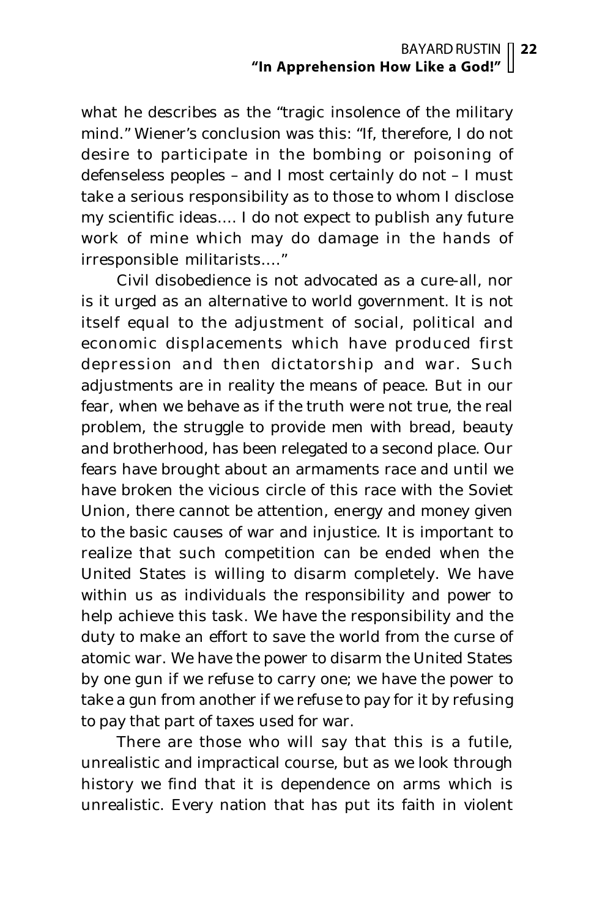what he describes as the "tragic insolence of the military mind." Wiener's conclusion was this: "If, therefore, I do not desire to participate in the bombing or poisoning of defenseless peoples – and I most certainly do not – I must take a serious responsibility as to those to whom I disclose my scientific ideas.... I do not expect to publish any future work of mine which may do damage in the hands of irresponsible militarists...."

Civil disobedience is not advocated as a cure-all, nor is it urged as an alternative to world government. It is not itself equal to the adjustment of social, political and economic displacements which have produced first depression and then dictatorship and war. Such adjustments are in reality the means of peace. But in our fear, when we behave as if the truth were not true, the real problem, the struggle to provide men with bread, beauty and brotherhood, has been relegated to a second place. Our fears have brought about an armaments race and until we have broken the vicious circle of this race with the Soviet Union, there cannot be attention, energy and money given to the basic causes of war and injustice. It is important to realize that such competition can be ended when the United States is willing to disarm completely. We have within us as individuals the responsibility and power to help achieve this task. We have the responsibility and the duty to make an effort to save the world from the curse of atomic war. We have the power to disarm the United States by one gun if we refuse to carry one; we have the power to take a gun from another if we refuse to pay for it by refusing to pay that part of taxes used for war.

There are those who will say that this is a futile, unrealistic and impractical course, but as we look through history we find that it is dependence on arms which is unrealistic. Every nation that has put its faith in violent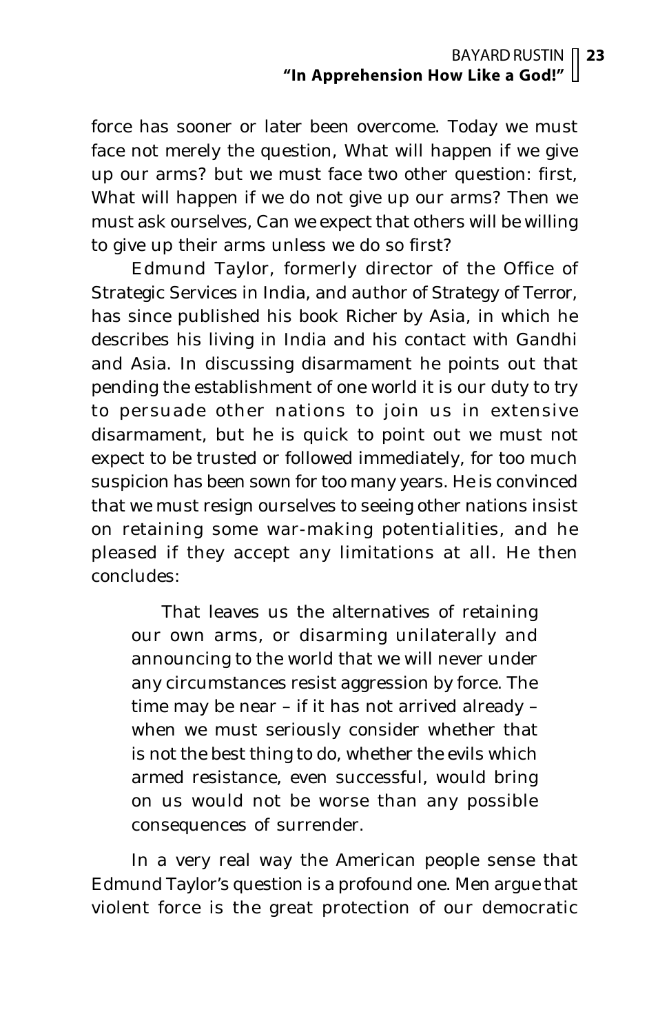force has sooner or later been overcome. Today we must face not merely the question, What will happen if we give up our arms? but we must face two other question: first, What will happen if we do not give up our arms? Then we must ask ourselves, Can we expect that others will be willing to give up their arms unless we do so first?

Edmund Taylor, formerly director of the Office of Strategic Services in India, and author of Strategy of Terror, has since published his book Richer by Asia, in which he describes his living in India and his contact with Gandhi and Asia. In discussing disarmament he points out that pending the establishment of one world it is our duty to try to persuade other nations to join us in extensive disarmament, but he is quick to point out we must not expect to be trusted or followed immediately, for too much suspicion has been sown for too many years. He is convinced that we must resign ourselves to seeing other nations insist on retaining some war-making potentialities, and he pleased if they accept any limitations at all. He then concludes:

> That leaves us the alternatives of retaining our own arms, or disarming unilaterally and announcing to the world that we will never under any circumstances resist aggression by force. The time may be near – if it has not arrived already – when we must seriously consider whether that is not the best thing to do, whether the evils which armed resistance, even successful, would bring on us would not be worse than any possible consequences of surrender.

In a very real way the American people sense that Edmund Taylor's question is a profound one. Men argue that violent force is the great protection of our democratic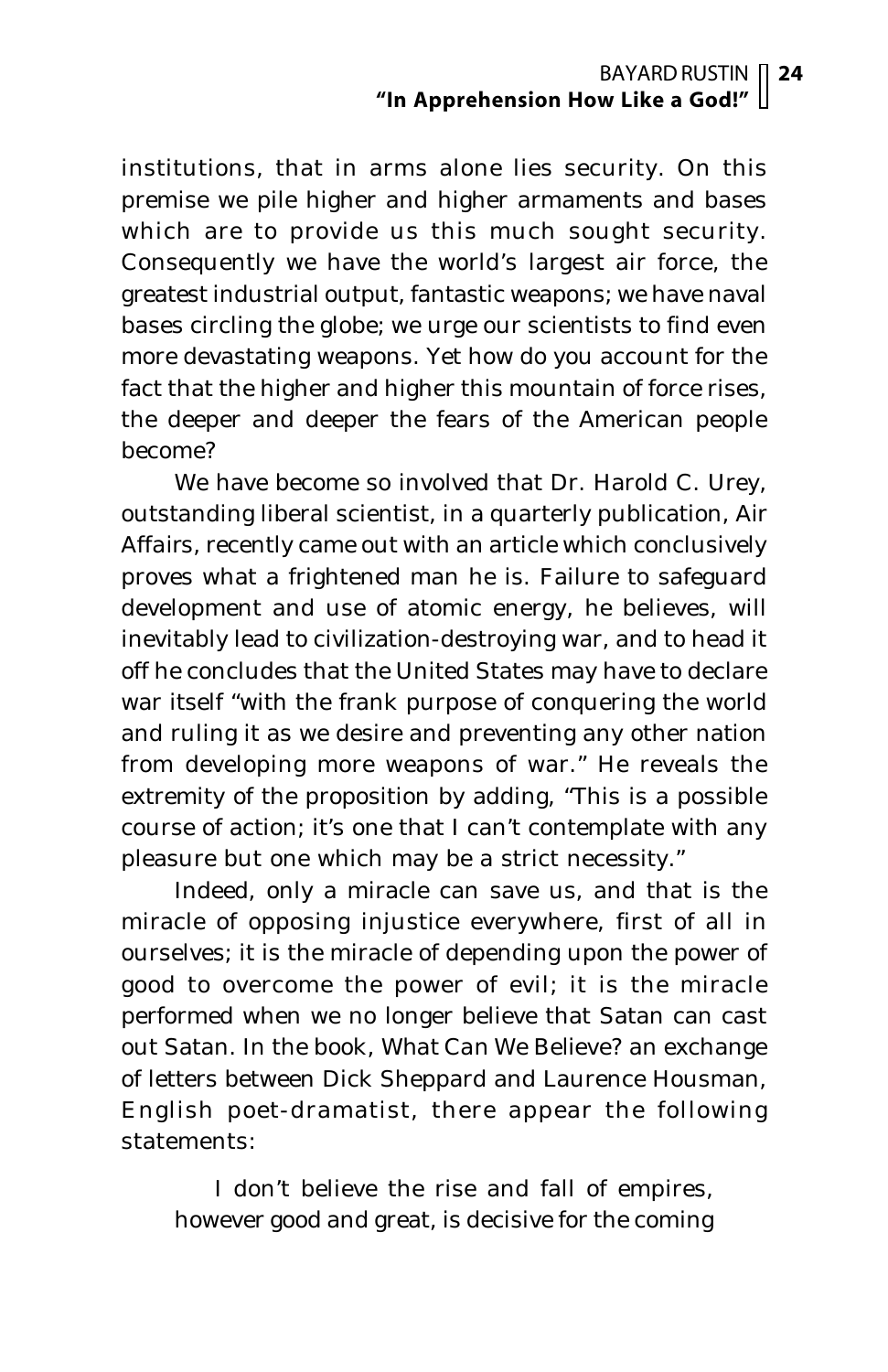institutions, that in arms alone lies security. On this premise we pile higher and higher armaments and bases which are to provide us this much sought security. Consequently we have the world's largest air force, the greatest industrial output, fantastic weapons; we have naval bases circling the globe; we urge our scientists to find even more devastating weapons. Yet how do you account for the fact that the higher and higher this mountain of force rises, the deeper and deeper the fears of the American people become?

We have become so involved that Dr. Harold C. Urey, outstanding liberal scientist, in a quarterly publication, Air Affairs, recently came out with an article which conclusively proves what a frightened man he is. Failure to safeguard development and use of atomic energy, he believes, will inevitably lead to civilization-destroying war, and to head it off he concludes that the United States may have to declare war itself "with the frank purpose of conquering the world and ruling it as we desire and preventing any other nation from developing more weapons of war." He reveals the extremity of the proposition by adding, "This is a possible course of action; it's one that I can't contemplate with any pleasure but one which may be a strict necessity."

Indeed, only a miracle can save us, and that is the miracle of opposing injustice everywhere, first of all in ourselves; it is the miracle of depending upon the power of good to overcome the power of evil; it is the miracle performed when we no longer believe that Satan can cast out Satan. In the book, What Can We Believe? an exchange of letters between Dick Sheppard and Laurence Housman, English poet-dramatist, there appear the following statements:

> I don't believe the rise and fall of empires, however good and great, is decisive for the coming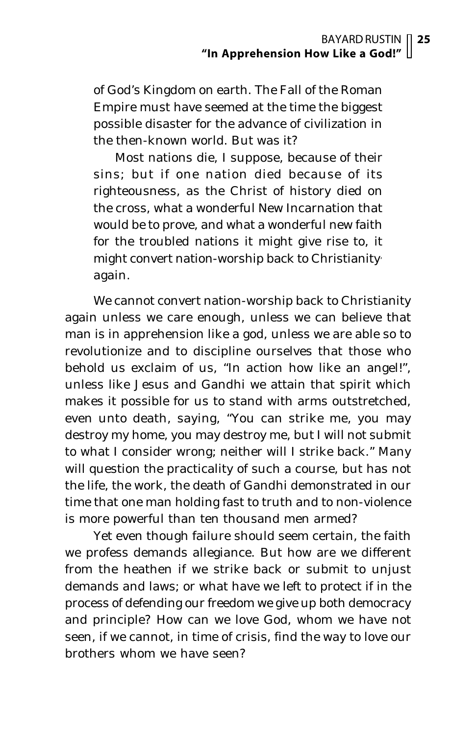of God's Kingdom on earth. The Fall of the Roman Empire must have seemed at the time the biggest possible disaster for the advance of civilization in the then-known world. But was it?

Most nations die, I suppose, because of their sins; but if one nation died because of its righteousness, as the Christ of history died on the cross, what a wonderful New Incarnation that would be to prove, and what a wonderful new faith for the troubled nations it might give rise to, it might convert nation-worship back to Christianity again.

We cannot convert nation-worship back to Christianity again unless we care enough, unless we can believe that man is in apprehension like a god, unless we are able so to revolutionize and to discipline ourselves that those who behold us exclaim of us, "In action how like an angel!", unless like Jesus and Gandhi we attain that spirit which makes it possible for us to stand with arms outstretched, even unto death, saying, "You can strike me, you may destroy my home, you may destroy me, but I will not submit to what I consider wrong; neither will I strike back." Many will question the practicality of such a course, but has not the life, the work, the death of Gandhi demonstrated in our time that one man holding fast to truth and to non-violence is more powerful than ten thousand men armed?

Yet even though failure should seem certain, the faith we profess demands allegiance. But how are we different from the heathen if we strike back or submit to unjust demands and laws; or what have we left to protect if in the process of defending our freedom we give up both democracy and principle? How can we love God, whom we have not seen, if we cannot, in time of crisis, find the way to love our brothers whom we have seen?